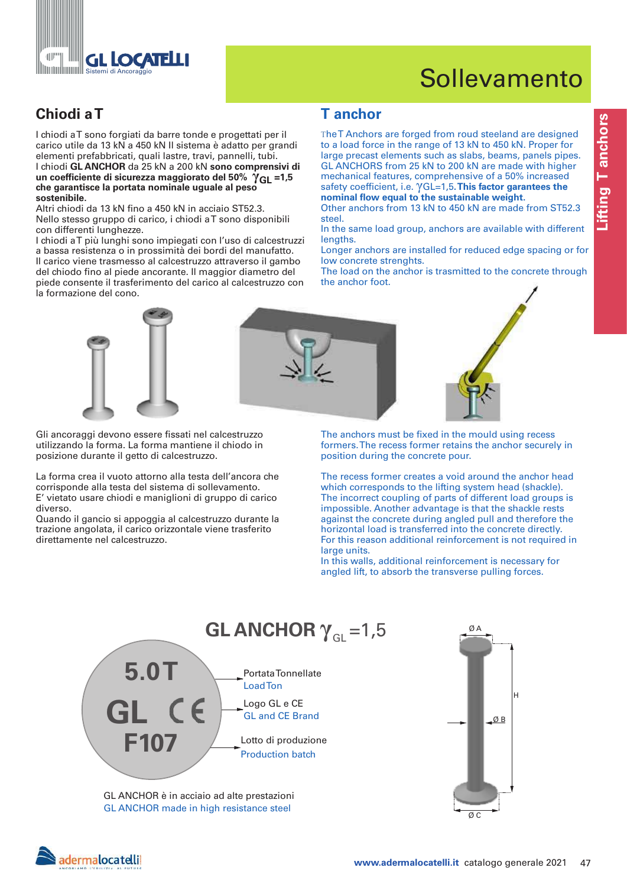# Sollevamento

Lifting T anchors

## Chiodi a T

I chiodi a T sono forgiati da barre tonde e progettati per il carico utile da 13 kN a 450 kN Il sistema è adatto per grandi elementi prefabbricati, quali lastre, travi, pannelli, tubi.
I chiodi **GL ANCHOR** da 25 kN a 200 kN **sono comprensivi di un coefficiente di sicurezza maggiorato del 50%** $\gamma_{GL}$ **=1,5 che garantisce la portata nominale uguale al peso sostenibile.**
Altri chiodi da 13 kN fino a 450 kN in acciaio ST52.3.
Nello stesso gruppo di carico, i chiodi a T sono disponibili con differenti lunghezze.
I chiodi a T più lunghi sono impiegati con l'uso di calcestruzzi a bassa resistenza o in prossimità dei bordi del manufatto.
Il carico viene trasmesso al calcestruzzo attraverso il gambo del chiodo fino al piede ancorante. Il maggior diametro del piede consente il trasferimento del carico al calcestruzzo con la formazione del cono.

Gli ancoraggi devono essere fissati nel calcestruzzo utilizzando la forma. La forma mantiene il chiodo in posizione durante il getto di calcestruzzo.

La forma crea il vuoto attorno alla testa dell'ancora che corrisponde alla testa del sistema di sollevamento.
E' vietato usare chiodi e maniglioni di gruppo di carico diverso.
Quando il gancio si appoggia al calcestruzzo durante la trazione angolata, il carico orizzontale viene trasferito direttamente nel calcestruzzo.

## T anchor

The T Anchors are forged from roud steeland are designed to a load force in the range of 13 kN to 450 kN. Proper for large precast elements such as slabs, beams, panels pipes.
GL ANCHORS from 25 kN to 200 kN are made with higher mechanical features, comprehensive of a 50% increased safety coefficient, i.e. $\gamma$GL=1,5. **This factor garantees the nominal flow equal to the sustainable weight.**
Other anchors from 13 kN to 450 kN are made from ST52.3 steel.
In the same load group, anchors are available with different lengths.
Longer anchors are installed for reduced edge spacing or for low concrete strenghts.
The load on the anchor is trasmitted to the concrete through the anchor foot.

The anchors must be fixed in the mould using recess formers. The recess former retains the anchor securely in position during the concrete pour.

The recess former creates a void around the anchor head which corresponds to the lifting system head (shackle).
The incorrect coupling of parts of different load groups is impossible. Another advantage is that the shackle rests against the concrete during angled pull and therefore the horizontal load is transferred into the concrete directly.
For this reason additional reinforcement is not required in large units.
In this walls, additional reinforcement is necessary for angled lift, to absorb the transverse pulling forces.

## GL ANCHOR $\gamma_{GL}$ =1,5

5.0T
GL CE
F107

- Portata Tonnellate / Load Ton
- Logo GL e CE / GL and CE Brand
- Lotto di produzione / Production batch

GL ANCHOR è in acciaio ad alte prestazioni
GL ANCHOR made in high resistance steel

Ø A, H, Ø B, Ø C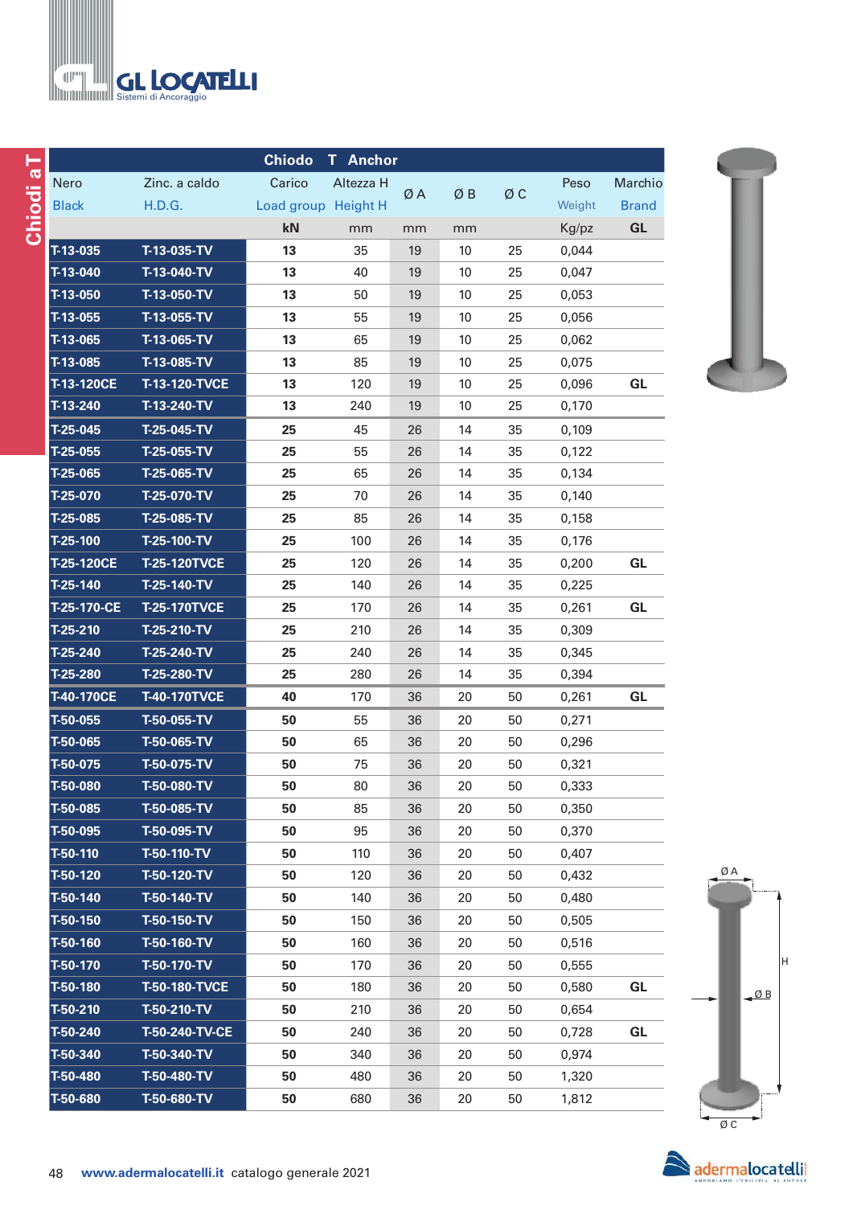# Chiodi a T

| Chiodo | T Anchor | | | | | | | |
|---|---|---|---|---|---|---|---|---|
| Nero<br>Black | Zinc. a caldo<br>H.D.G. | Carico<br>Load group | Altezza H<br>Height H | Ø A | Ø B | Ø C | Peso<br>Weight | Marchio<br>Brand |
| | | kN | mm | mm | mm | | Kg/pz | GL |
| T-13-035 | T-13-035-TV | 13 | 35 | 19 | 10 | 25 | 0,044 | |
| T-13-040 | T-13-040-TV | 13 | 40 | 19 | 10 | 25 | 0,047 | |
| T-13-050 | T-13-050-TV | 13 | 50 | 19 | 10 | 25 | 0,053 | |
| T-13-055 | T-13-055-TV | 13 | 55 | 19 | 10 | 25 | 0,056 | |
| T-13-065 | T-13-065-TV | 13 | 65 | 19 | 10 | 25 | 0,062 | |
| T-13-085 | T-13-085-TV | 13 | 85 | 19 | 10 | 25 | 0,075 | |
| T-13-120CE | T-13-120-TVCE | 13 | 120 | 19 | 10 | 25 | 0,096 | GL |
| T-13-240 | T-13-240-TV | 13 | 240 | 19 | 10 | 25 | 0,170 | |
| T-25-045 | T-25-045-TV | 25 | 45 | 26 | 14 | 35 | 0,109 | |
| T-25-055 | T-25-055-TV | 25 | 55 | 26 | 14 | 35 | 0,122 | |
| T-25-065 | T-25-065-TV | 25 | 65 | 26 | 14 | 35 | 0,134 | |
| T-25-070 | T-25-070-TV | 25 | 70 | 26 | 14 | 35 | 0,140 | |
| T-25-085 | T-25-085-TV | 25 | 85 | 26 | 14 | 35 | 0,158 | |
| T-25-100 | T-25-100-TV | 25 | 100 | 26 | 14 | 35 | 0,176 | |
| T-25-120CE | T-25-120TVCE | 25 | 120 | 26 | 14 | 35 | 0,200 | GL |
| T-25-140 | T-25-140-TV | 25 | 140 | 26 | 14 | 35 | 0,225 | |
| T-25-170-CE | T-25-170TVCE | 25 | 170 | 26 | 14 | 35 | 0,261 | GL |
| T-25-210 | T-25-210-TV | 25 | 210 | 26 | 14 | 35 | 0,309 | |
| T-25-240 | T-25-240-TV | 25 | 240 | 26 | 14 | 35 | 0,345 | |
| T-25-280 | T-25-280-TV | 25 | 280 | 26 | 14 | 35 | 0,394 | |
| T-40-170CE | T-40-170TVCE | 40 | 170 | 36 | 20 | 50 | 0,261 | GL |
| T-50-055 | T-50-055-TV | 50 | 55 | 36 | 20 | 50 | 0,271 | |
| T-50-065 | T-50-065-TV | 50 | 65 | 36 | 20 | 50 | 0,296 | |
| T-50-075 | T-50-075-TV | 50 | 75 | 36 | 20 | 50 | 0,321 | |
| T-50-080 | T-50-080-TV | 50 | 80 | 36 | 20 | 50 | 0,333 | |
| T-50-085 | T-50-085-TV | 50 | 85 | 36 | 20 | 50 | 0,350 | |
| T-50-095 | T-50-095-TV | 50 | 95 | 36 | 20 | 50 | 0,370 | |
| T-50-110 | T-50-110-TV | 50 | 110 | 36 | 20 | 50 | 0,407 | |
| T-50-120 | T-50-120-TV | 50 | 120 | 36 | 20 | 50 | 0,432 | |
| T-50-140 | T-50-140-TV | 50 | 140 | 36 | 20 | 50 | 0,480 | |
| T-50-150 | T-50-150-TV | 50 | 150 | 36 | 20 | 50 | 0,505 | |
| T-50-160 | T-50-160-TV | 50 | 160 | 36 | 20 | 50 | 0,516 | |
| T-50-170 | T-50-170-TV | 50 | 170 | 36 | 20 | 50 | 0,555 | |
| T-50-180 | T-50-180-TVCE | 50 | 180 | 36 | 20 | 50 | 0,580 | GL |
| T-50-210 | T-50-210-TV | 50 | 210 | 36 | 20 | 50 | 0,654 | |
| T-50-240 | T-50-240-TV-CE | 50 | 240 | 36 | 20 | 50 | 0,728 | GL |
| T-50-340 | T-50-340-TV | 50 | 340 | 36 | 20 | 50 | 0,974 | |
| T-50-480 | T-50-480-TV | 50 | 480 | 36 | 20 | 50 | 1,320 | |
| T-50-680 | T-50-680-TV | 50 | 680 | 36 | 20 | 50 | 1,812 | |

Ø A

H

Ø B

Ø C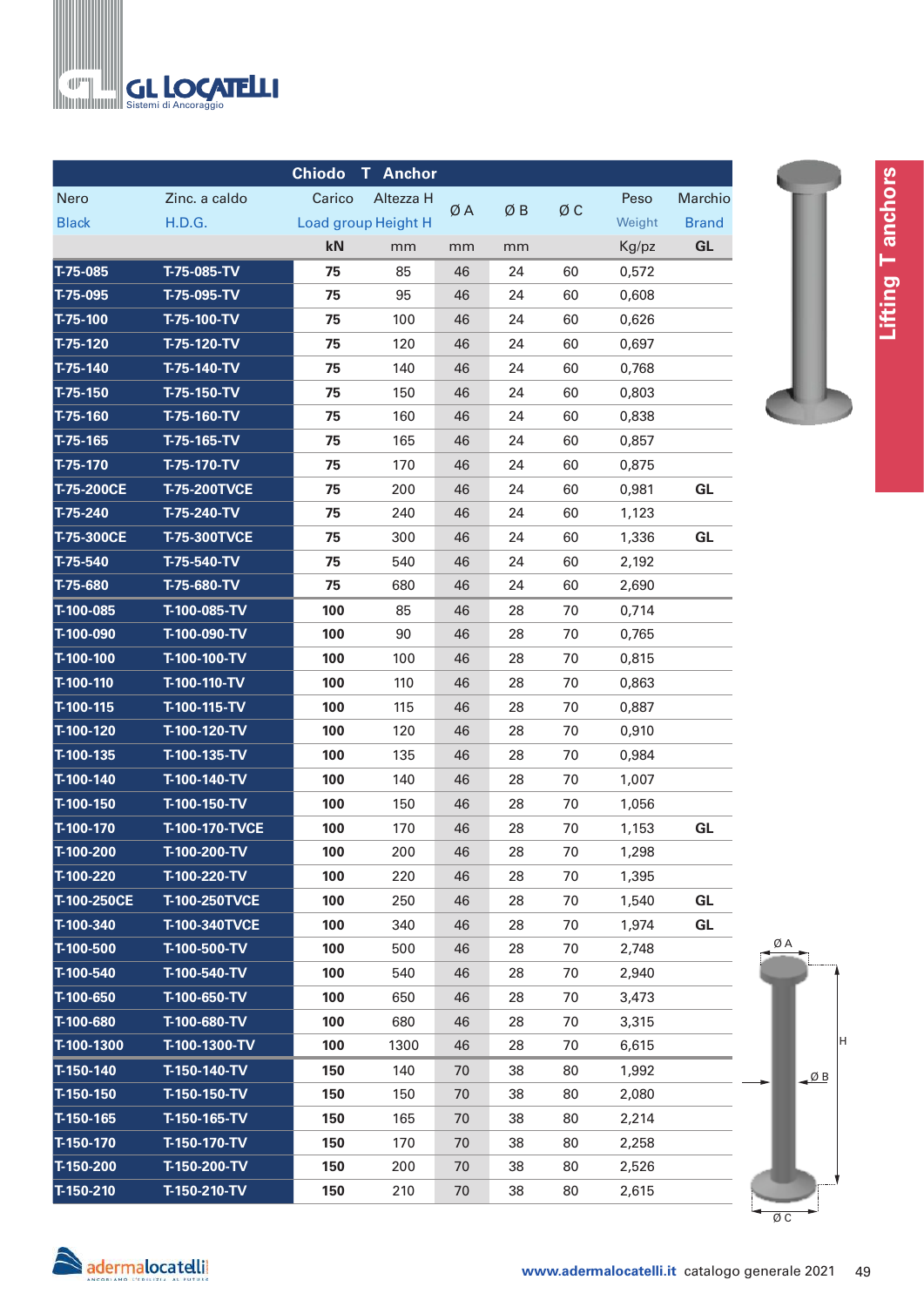GL LOCATELLI
Sistemi di Ancoraggio

## Lifting T anchors

| Chiodo T Anchor | | | | | | | | |
|---|---|---|---|---|---|---|---|---|
| Nero / Black | Zinc. a caldo / H.D.G. | Carico / Load group | Altezza H / Height H | Ø A | Ø B | Ø C | Peso / Weight | Marchio / Brand |
| | | kN | mm | mm | mm | | Kg/pz | GL |
| T-75-085 | T-75-085-TV | 75 | 85 | 46 | 24 | 60 | 0,572 | |
| T-75-095 | T-75-095-TV | 75 | 95 | 46 | 24 | 60 | 0,608 | |
| T-75-100 | T-75-100-TV | 75 | 100 | 46 | 24 | 60 | 0,626 | |
| T-75-120 | T-75-120-TV | 75 | 120 | 46 | 24 | 60 | 0,697 | |
| T-75-140 | T-75-140-TV | 75 | 140 | 46 | 24 | 60 | 0,768 | |
| T-75-150 | T-75-150-TV | 75 | 150 | 46 | 24 | 60 | 0,803 | |
| T-75-160 | T-75-160-TV | 75 | 160 | 46 | 24 | 60 | 0,838 | |
| T-75-165 | T-75-165-TV | 75 | 165 | 46 | 24 | 60 | 0,857 | |
| T-75-170 | T-75-170-TV | 75 | 170 | 46 | 24 | 60 | 0,875 | |
| T-75-200CE | T-75-200TVCE | 75 | 200 | 46 | 24 | 60 | 0,981 | GL |
| T-75-240 | T-75-240-TV | 75 | 240 | 46 | 24 | 60 | 1,123 | |
| T-75-300CE | T-75-300TVCE | 75 | 300 | 46 | 24 | 60 | 1,336 | GL |
| T-75-540 | T-75-540-TV | 75 | 540 | 46 | 24 | 60 | 2,192 | |
| T-75-680 | T-75-680-TV | 75 | 680 | 46 | 24 | 60 | 2,690 | |
| T-100-085 | T-100-085-TV | 100 | 85 | 46 | 28 | 70 | 0,714 | |
| T-100-090 | T-100-090-TV | 100 | 90 | 46 | 28 | 70 | 0,765 | |
| T-100-100 | T-100-100-TV | 100 | 100 | 46 | 28 | 70 | 0,815 | |
| T-100-110 | T-100-110-TV | 100 | 110 | 46 | 28 | 70 | 0,863 | |
| T-100-115 | T-100-115-TV | 100 | 115 | 46 | 28 | 70 | 0,887 | |
| T-100-120 | T-100-120-TV | 100 | 120 | 46 | 28 | 70 | 0,910 | |
| T-100-135 | T-100-135-TV | 100 | 135 | 46 | 28 | 70 | 0,984 | |
| T-100-140 | T-100-140-TV | 100 | 140 | 46 | 28 | 70 | 1,007 | |
| T-100-150 | T-100-150-TV | 100 | 150 | 46 | 28 | 70 | 1,056 | |
| T-100-170 | T-100-170-TVCE | 100 | 170 | 46 | 28 | 70 | 1,153 | GL |
| T-100-200 | T-100-200-TV | 100 | 200 | 46 | 28 | 70 | 1,298 | |
| T-100-220 | T-100-220-TV | 100 | 220 | 46 | 28 | 70 | 1,395 | |
| T-100-250CE | T-100-250TVCE | 100 | 250 | 46 | 28 | 70 | 1,540 | GL |
| T-100-340 | T-100-340TVCE | 100 | 340 | 46 | 28 | 70 | 1,974 | GL |
| T-100-500 | T-100-500-TV | 100 | 500 | 46 | 28 | 70 | 2,748 | |
| T-100-540 | T-100-540-TV | 100 | 540 | 46 | 28 | 70 | 2,940 | |
| T-100-650 | T-100-650-TV | 100 | 650 | 46 | 28 | 70 | 3,473 | |
| T-100-680 | T-100-680-TV | 100 | 680 | 46 | 28 | 70 | 3,315 | |
| T-100-1300 | T-100-1300-TV | 100 | 1300 | 46 | 28 | 70 | 6,615 | |
| T-150-140 | T-150-140-TV | 150 | 140 | 70 | 38 | 80 | 1,992 | |
| T-150-150 | T-150-150-TV | 150 | 150 | 70 | 38 | 80 | 2,080 | |
| T-150-165 | T-150-165-TV | 150 | 165 | 70 | 38 | 80 | 2,214 | |
| T-150-170 | T-150-170-TV | 150 | 170 | 70 | 38 | 80 | 2,258 | |
| T-150-200 | T-150-200-TV | 150 | 200 | 70 | 38 | 80 | 2,526 | |
| T-150-210 | T-150-210-TV | 150 | 210 | 70 | 38 | 80 | 2,615 | |

Ø A, Ø B, Ø C, H

adermalocatelli

www.adermalocatelli.it catalogo generale 2021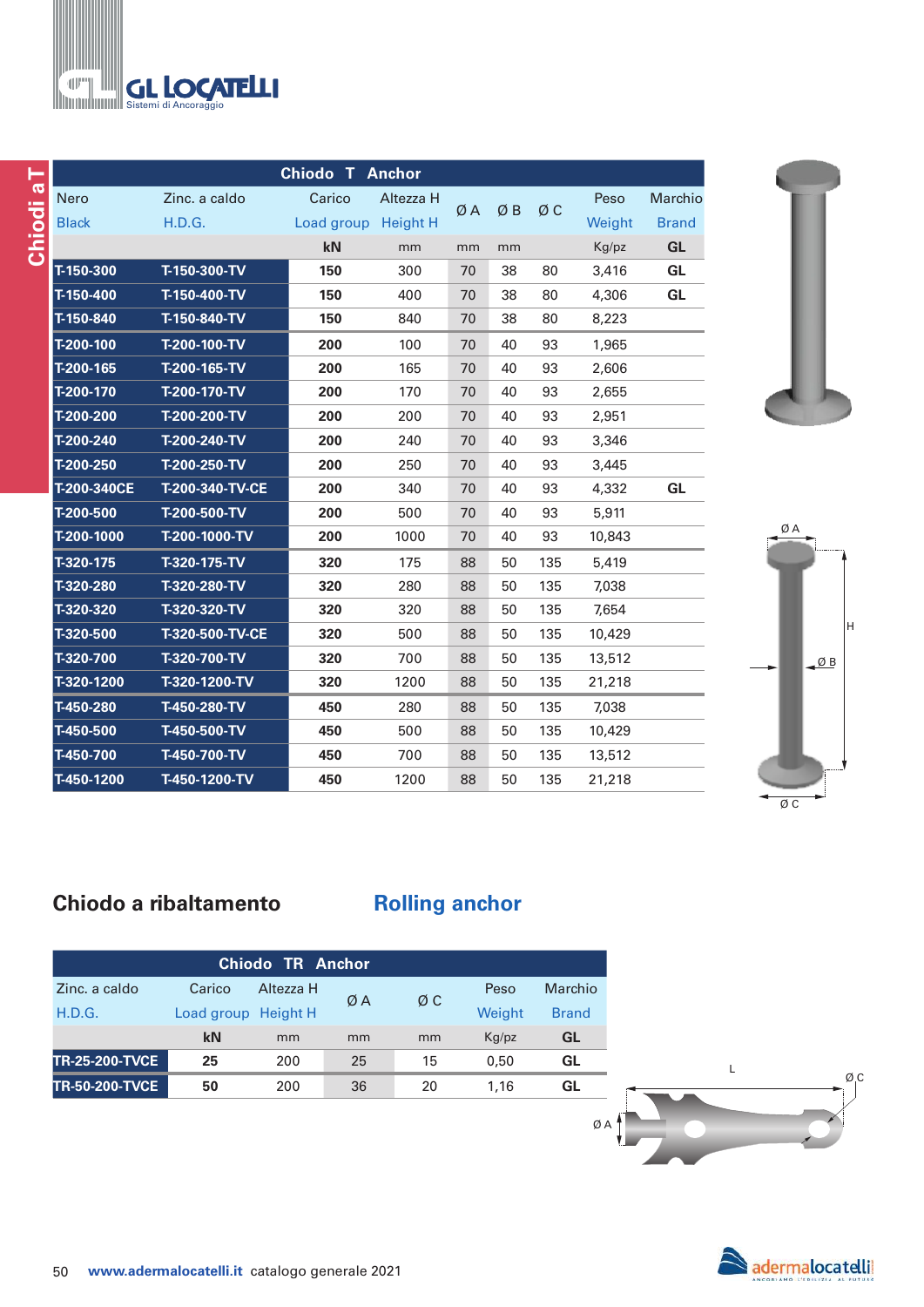## Chiodi a T

| Chiodo T Anchor | | | | | | | | |
|---|---|---|---|---|---|---|---|---|
| Nero<br>Black | Zinc. a caldo<br>H.D.G. | Carico<br>Load group | Altezza H<br>Height H | Ø A | Ø B | Ø C | Peso<br>Weight | Marchio<br>Brand |
| | | kN | mm | mm | mm | | Kg/pz | GL |
| T-150-300 | T-150-300-TV | 150 | 300 | 70 | 38 | 80 | 3,416 | GL |
| T-150-400 | T-150-400-TV | 150 | 400 | 70 | 38 | 80 | 4,306 | GL |
| T-150-840 | T-150-840-TV | 150 | 840 | 70 | 38 | 80 | 8,223 | |
| T-200-100 | T-200-100-TV | 200 | 100 | 70 | 40 | 93 | 1,965 | |
| T-200-165 | T-200-165-TV | 200 | 165 | 70 | 40 | 93 | 2,606 | |
| T-200-170 | T-200-170-TV | 200 | 170 | 70 | 40 | 93 | 2,655 | |
| T-200-200 | T-200-200-TV | 200 | 200 | 70 | 40 | 93 | 2,951 | |
| T-200-240 | T-200-240-TV | 200 | 240 | 70 | 40 | 93 | 3,346 | |
| T-200-250 | T-200-250-TV | 200 | 250 | 70 | 40 | 93 | 3,445 | |
| T-200-340CE | T-200-340-TV-CE | 200 | 340 | 70 | 40 | 93 | 4,332 | GL |
| T-200-500 | T-200-500-TV | 200 | 500 | 70 | 40 | 93 | 5,911 | |
| T-200-1000 | T-200-1000-TV | 200 | 1000 | 70 | 40 | 93 | 10,843 | |
| T-320-175 | T-320-175-TV | 320 | 175 | 88 | 50 | 135 | 5,419 | |
| T-320-280 | T-320-280-TV | 320 | 280 | 88 | 50 | 135 | 7,038 | |
| T-320-320 | T-320-320-TV | 320 | 320 | 88 | 50 | 135 | 7,654 | |
| T-320-500 | T-320-500-TV-CE | 320 | 500 | 88 | 50 | 135 | 10,429 | |
| T-320-700 | T-320-700-TV | 320 | 700 | 88 | 50 | 135 | 13,512 | |
| T-320-1200 | T-320-1200-TV | 320 | 1200 | 88 | 50 | 135 | 21,218 | |
| T-450-280 | T-450-280-TV | 450 | 280 | 88 | 50 | 135 | 7,038 | |
| T-450-500 | T-450-500-TV | 450 | 500 | 88 | 50 | 135 | 10,429 | |
| T-450-700 | T-450-700-TV | 450 | 700 | 88 | 50 | 135 | 13,512 | |
| T-450-1200 | T-450-1200-TV | 450 | 1200 | 88 | 50 | 135 | 21,218 | |

## Chiodo a ribaltamento — Rolling anchor

| Chiodo TR Anchor | | | | | | |
|---|---|---|---|---|---|---|
| Zinc. a caldo<br>H.D.G. | Carico<br>Load group | Altezza H<br>Height H | Ø A | Ø C | Peso<br>Weight | Marchio<br>Brand |
| | kN | mm | mm | mm | Kg/pz | GL |
| TR-25-200-TVCE | 25 | 200 | 25 | 15 | 0,50 | GL |
| TR-50-200-TVCE | 50 | 200 | 36 | 20 | 1,16 | GL |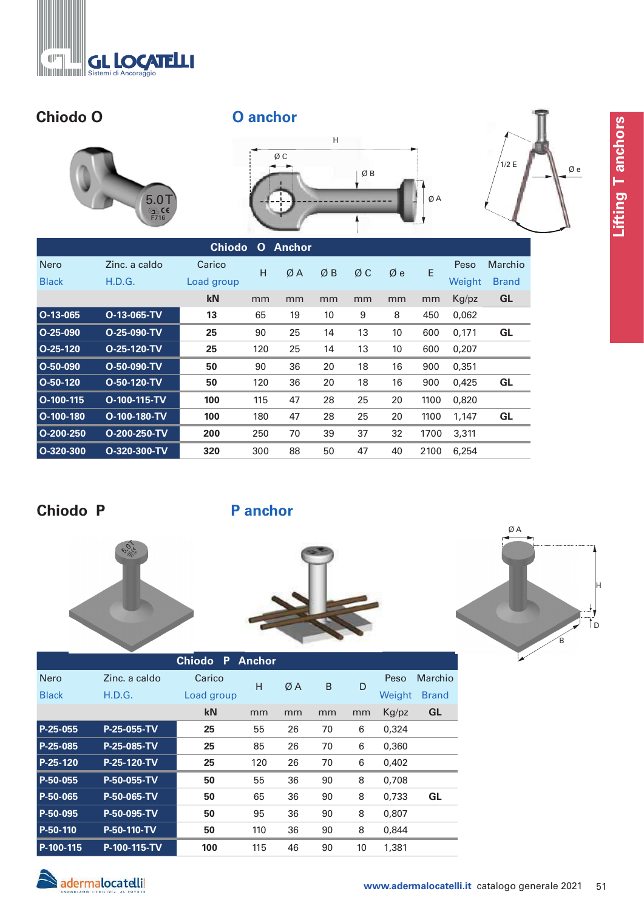## Chiodo O

## O anchor

| Chiodo O Anchor | | | | | | | | | | | |
|---|---|---|---|---|---|---|---|---|---|---|---|
| Nero<br>Black | Zinc. a caldo<br>H.D.G. | Carico<br>Load group | H | Ø A | Ø B | Ø C | Ø e | E | Peso<br>Weight | Marchio<br>Brand |
| | | kN | mm | mm | mm | mm | mm | mm | Kg/pz | GL |
| O-13-065 | O-13-065-TV | 13 | 65 | 19 | 10 | 9 | 8 | 450 | 0,062 | |
| O-25-090 | O-25-090-TV | 25 | 90 | 25 | 14 | 13 | 10 | 600 | 0,171 | GL |
| O-25-120 | O-25-120-TV | 25 | 120 | 25 | 14 | 13 | 10 | 600 | 0,207 | |
| O-50-090 | O-50-090-TV | 50 | 90 | 36 | 20 | 18 | 16 | 900 | 0,351 | |
| O-50-120 | O-50-120-TV | 50 | 120 | 36 | 20 | 18 | 16 | 900 | 0,425 | GL |
| O-100-115 | O-100-115-TV | 100 | 115 | 47 | 28 | 25 | 20 | 1100 | 0,820 | |
| O-100-180 | O-100-180-TV | 100 | 180 | 47 | 28 | 25 | 20 | 1100 | 1,147 | GL |
| O-200-250 | O-200-250-TV | 200 | 250 | 70 | 39 | 37 | 32 | 1700 | 3,311 | |
| O-320-300 | O-320-300-TV | 320 | 300 | 88 | 50 | 47 | 40 | 2100 | 6,254 | |

## Chiodo P

## P anchor

| Chiodo P Anchor | | | | | | | | |
|---|---|---|---|---|---|---|---|---|
| Nero<br>Black | Zinc. a caldo<br>H.D.G. | Carico<br>Load group | H | Ø A | B | D | Peso<br>Weight | Marchio<br>Brand |
| | | kN | mm | mm | mm | mm | Kg/pz | GL |
| P-25-055 | P-25-055-TV | 25 | 55 | 26 | 70 | 6 | 0,324 | |
| P-25-085 | P-25-085-TV | 25 | 85 | 26 | 70 | 6 | 0,360 | |
| P-25-120 | P-25-120-TV | 25 | 120 | 26 | 70 | 6 | 0,402 | |
| P-50-055 | P-50-055-TV | 50 | 55 | 36 | 90 | 8 | 0,708 | |
| P-50-065 | P-50-065-TV | 50 | 65 | 36 | 90 | 8 | 0,733 | GL |
| P-50-095 | P-50-095-TV | 50 | 95 | 36 | 90 | 8 | 0,807 | |
| P-50-110 | P-50-110-TV | 50 | 110 | 36 | 90 | 8 | 0,844 | |
| P-100-115 | P-100-115-TV | 100 | 115 | 46 | 90 | 10 | 1,381 | |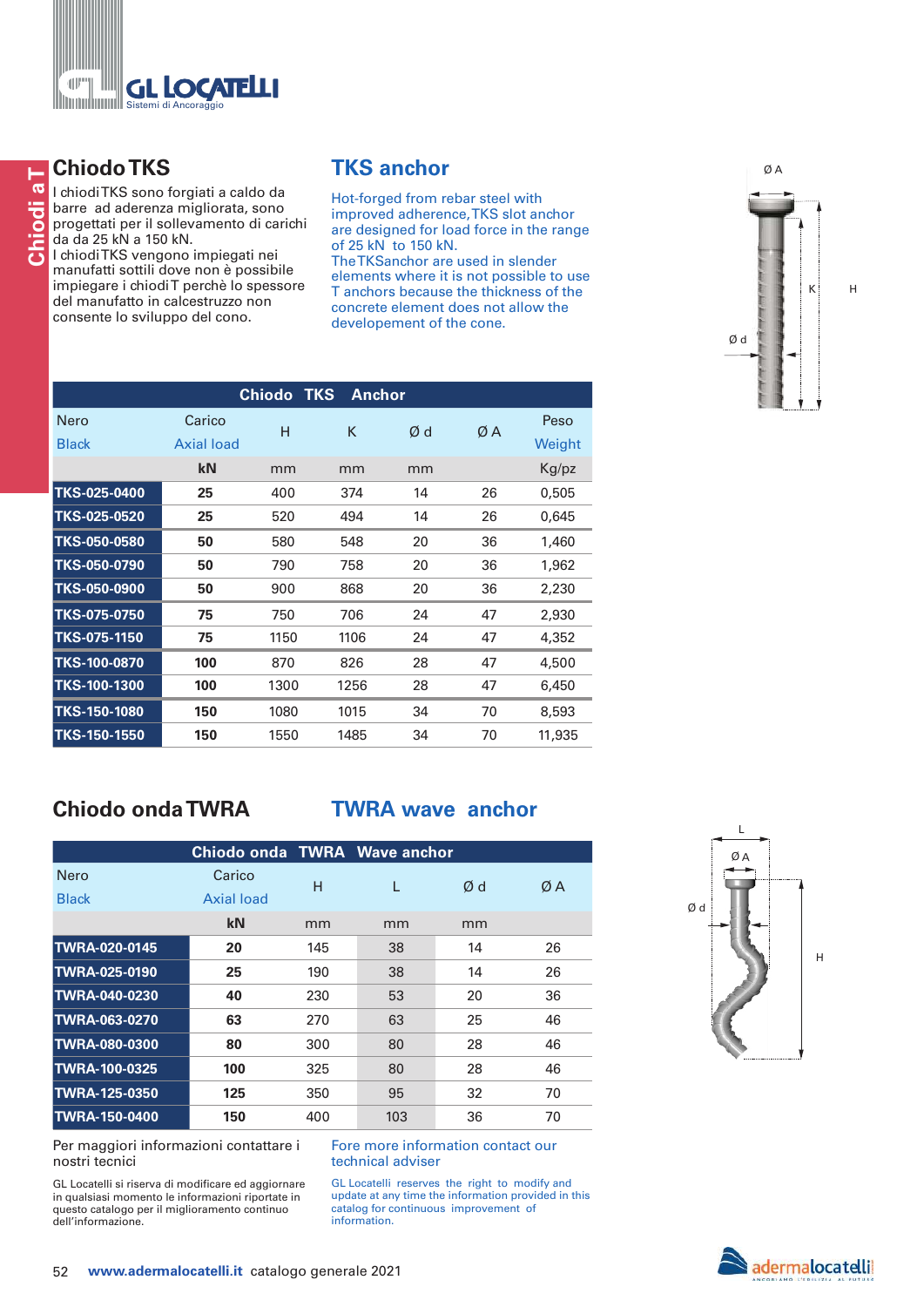## Chiodo TKS

I chiodi TKS sono forgiati a caldo da barre ad aderenza migliorata, sono progettati per il sollevamento di carichi da da 25 kN a 150 kN.
I chiodi TKS vengono impiegati nei manufatti sottili dove non è possibile impiegare i chiodi T perchè lo spessore del manufatto in calcestruzzo non consente lo sviluppo del cono.

## TKS anchor

Hot-forged from rebar steel with improved adherence, TKS slot anchor are designed for load force in the range of 25 kN to 150 kN.
The TKS anchor are used in slender elements where it is not possible to use T anchors because the thickness of the concrete element does not allow the developement of the cone.

| Chiodo TKS Anchor | | | | | | |
|---|---|---|---|---|---|---|
| Nero<br>Black | Carico<br>Axial load | H | K | Ø d | Ø A | Peso<br>Weight |
| | kN | mm | mm | mm | | Kg/pz |
| TKS-025-0400 | 25 | 400 | 374 | 14 | 26 | 0,505 |
| TKS-025-0520 | 25 | 520 | 494 | 14 | 26 | 0,645 |
| TKS-050-0580 | 50 | 580 | 548 | 20 | 36 | 1,460 |
| TKS-050-0790 | 50 | 790 | 758 | 20 | 36 | 1,962 |
| TKS-050-0900 | 50 | 900 | 868 | 20 | 36 | 2,230 |
| TKS-075-0750 | 75 | 750 | 706 | 24 | 47 | 2,930 |
| TKS-075-1150 | 75 | 1150 | 1106 | 24 | 47 | 4,352 |
| TKS-100-0870 | 100 | 870 | 826 | 28 | 47 | 4,500 |
| TKS-100-1300 | 100 | 1300 | 1256 | 28 | 47 | 6,450 |
| TKS-150-1080 | 150 | 1080 | 1015 | 34 | 70 | 8,593 |
| TKS-150-1550 | 150 | 1550 | 1485 | 34 | 70 | 11,935 |

## Chiodo onda TWRA

## TWRA wave anchor

| Chiodo onda TWRA Wave anchor | | | | | |
|---|---|---|---|---|---|
| Nero<br>Black | Carico<br>Axial load | H | L | Ø d | Ø A |
| | kN | mm | mm | mm | |
| TWRA-020-0145 | 20 | 145 | 38 | 14 | 26 |
| TWRA-025-0190 | 25 | 190 | 38 | 14 | 26 |
| TWRA-040-0230 | 40 | 230 | 53 | 20 | 36 |
| TWRA-063-0270 | 63 | 270 | 63 | 25 | 46 |
| TWRA-080-0300 | 80 | 300 | 80 | 28 | 46 |
| TWRA-100-0325 | 100 | 325 | 80 | 28 | 46 |
| TWRA-125-0350 | 125 | 350 | 95 | 32 | 70 |
| TWRA-150-0400 | 150 | 400 | 103 | 36 | 70 |

Per maggiori informazioni contattare i nostri tecnici

Fore more information contact our technical adviser

GL Locatelli si riserva di modificare ed aggiornare in qualsiasi momento le informazioni riportate in questo catalogo per il miglioramento continuo dell'informazione.

GL Locatelli reserves the right to modify and update at any time the information provided in this catalog for continuous improvement of information.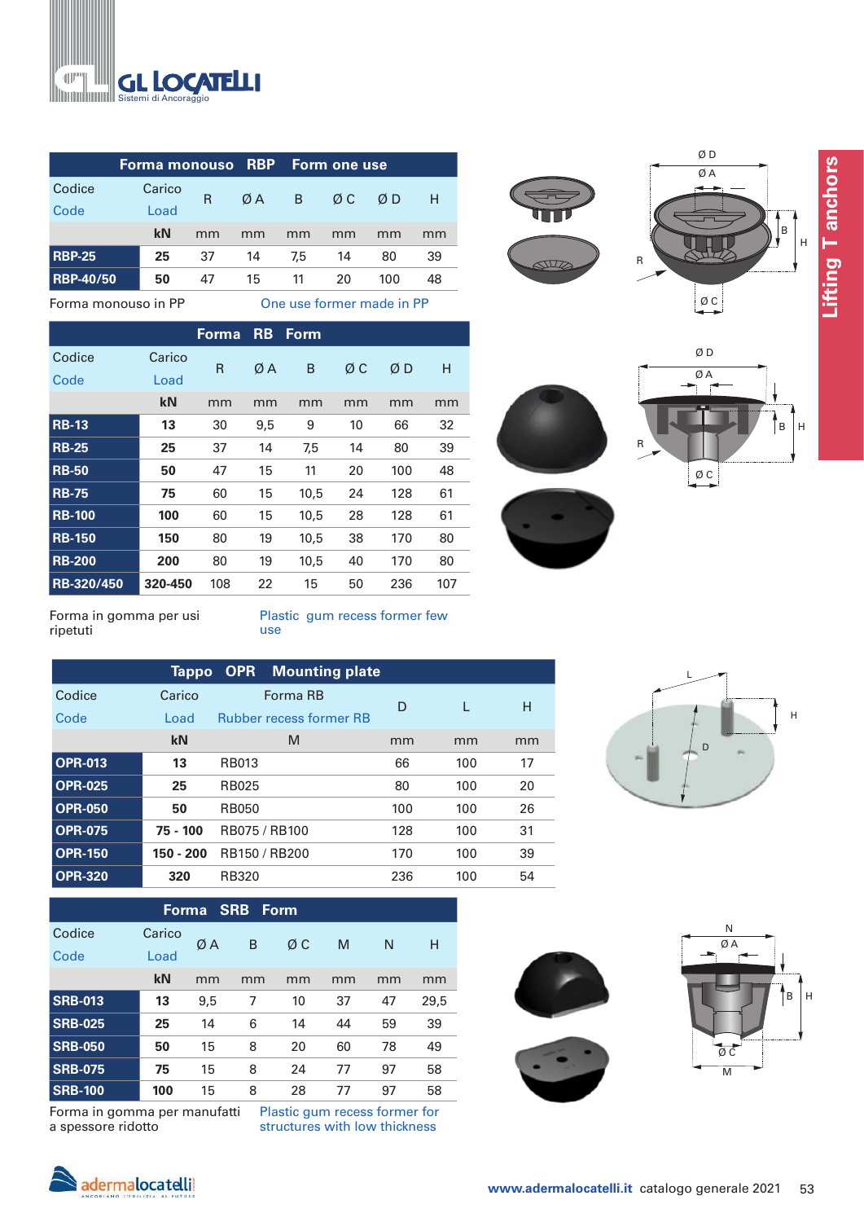## Forma monouso RBP Form one use

| Codice / Code | Carico / Load | R | Ø A | B | Ø C | Ø D | H |
|---|---|---|---|---|---|---|---|
| | kN | mm | mm | mm | mm | mm | mm |
| RBP-25 | 25 | 37 | 14 | 7,5 | 14 | 80 | 39 |
| RBP-40/50 | 50 | 47 | 15 | 11 | 20 | 100 | 48 |

Forma monouso in PP — One use former made in PP

## Forma RB Form

| Codice / Code | Carico / Load | R | Ø A | B | Ø C | Ø D | H |
|---|---|---|---|---|---|---|---|
| | kN | mm | mm | mm | mm | mm | mm |
| RB-13 | 13 | 30 | 9,5 | 9 | 10 | 66 | 32 |
| RB-25 | 25 | 37 | 14 | 7,5 | 14 | 80 | 39 |
| RB-50 | 50 | 47 | 15 | 11 | 20 | 100 | 48 |
| RB-75 | 75 | 60 | 15 | 10,5 | 24 | 128 | 61 |
| RB-100 | 100 | 60 | 15 | 10,5 | 28 | 128 | 61 |
| RB-150 | 150 | 80 | 19 | 10,5 | 38 | 170 | 80 |
| RB-200 | 200 | 80 | 19 | 10,5 | 40 | 170 | 80 |
| RB-320/450 | 320-450 | 108 | 22 | 15 | 50 | 236 | 107 |

Forma in gomma per usi ripetuti — Plastic gum recess former few use

## Tappo OPR Mounting plate

| Codice / Code | Carico / Load | Forma RB / Rubber recess former RB | D | L | H |
|---|---|---|---|---|---|
| | kN | M | mm | mm | mm |
| OPR-013 | 13 | RB013 | 66 | 100 | 17 |
| OPR-025 | 25 | RB025 | 80 | 100 | 20 |
| OPR-050 | 50 | RB050 | 100 | 100 | 26 |
| OPR-075 | 75 - 100 | RB075 / RB100 | 128 | 100 | 31 |
| OPR-150 | 150 - 200 | RB150 / RB200 | 170 | 100 | 39 |
| OPR-320 | 320 | RB320 | 236 | 100 | 54 |

## Forma SRB Form

| Codice / Code | Carico / Load | Ø A | B | Ø C | M | N | H |
|---|---|---|---|---|---|---|---|
| | kN | mm | mm | mm | mm | mm | mm |
| SRB-013 | 13 | 9,5 | 7 | 10 | 37 | 47 | 29,5 |
| SRB-025 | 25 | 14 | 6 | 14 | 44 | 59 | 39 |
| SRB-050 | 50 | 15 | 8 | 20 | 60 | 78 | 49 |
| SRB-075 | 75 | 15 | 8 | 24 | 77 | 97 | 58 |
| SRB-100 | 100 | 15 | 8 | 28 | 77 | 97 | 58 |

Forma in gomma per manufatti a spessore ridotto — Plastic gum recess former for structures with low thickness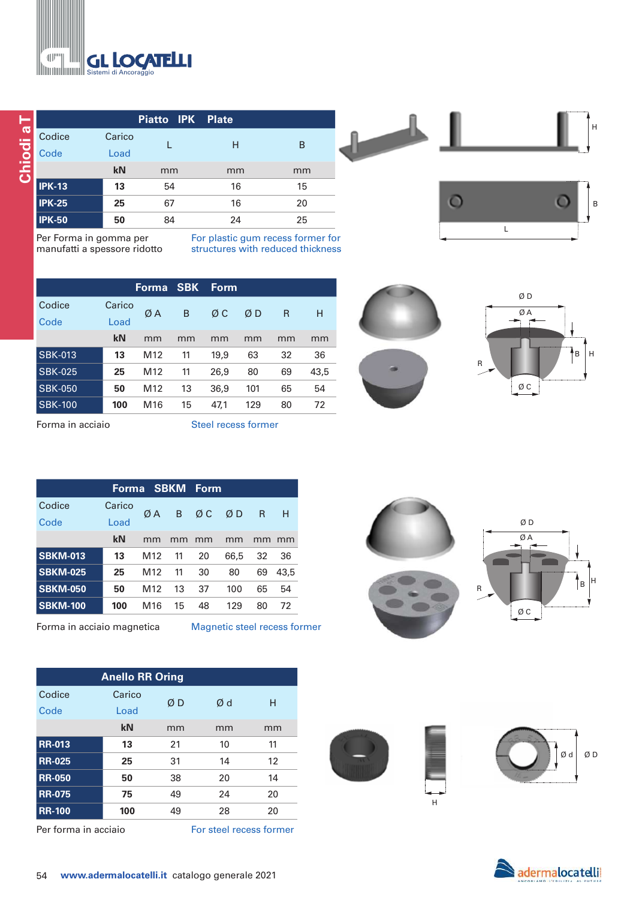Chiodi a T

## Piatto IPK Plate

| Codice / Code | Carico / Load | L | H | B |
|---|---|---|---|---|
| | kN | mm | mm | mm |
| IPK-13 | 13 | 54 | 16 | 15 |
| IPK-25 | 25 | 67 | 16 | 20 |
| IPK-50 | 50 | 84 | 24 | 25 |

Per Forma in gomma per manufatti a spessore ridotto — For plastic gum recess former for structures with reduced thickness

## Forma SBK Form

| Codice / Code | Carico / Load | Ø A | B | Ø C | Ø D | R | H |
|---|---|---|---|---|---|---|---|
| | kN | mm | mm | mm | mm | mm | mm |
| SBK-013 | 13 | M12 | 11 | 19,9 | 63 | 32 | 36 |
| SBK-025 | 25 | M12 | 11 | 26,9 | 80 | 69 | 43,5 |
| SBK-050 | 50 | M12 | 13 | 36,9 | 101 | 65 | 54 |
| SBK-100 | 100 | M16 | 15 | 47,1 | 129 | 80 | 72 |

Forma in acciaio — Steel recess former

## Forma SBKM Form

| Codice / Code | Carico / Load | Ø A | B | Ø C | Ø D | R | H |
|---|---|---|---|---|---|---|---|
| | kN | mm | mm | mm | mm | mm | mm |
| SBKM-013 | 13 | M12 | 11 | 20 | 66,5 | 32 | 36 |
| SBKM-025 | 25 | M12 | 11 | 30 | 80 | 69 | 43,5 |
| SBKM-050 | 50 | M12 | 13 | 37 | 100 | 65 | 54 |
| SBKM-100 | 100 | M16 | 15 | 48 | 129 | 80 | 72 |

Forma in acciaio magnetica — Magnetic steel recess former

## Anello RR Oring

| Codice / Code | Carico / Load | Ø D | Ø d | H |
|---|---|---|---|---|
| | kN | mm | mm | mm |
| RR-013 | 13 | 21 | 10 | 11 |
| RR-025 | 25 | 31 | 14 | 12 |
| RR-050 | 50 | 38 | 20 | 14 |
| RR-075 | 75 | 49 | 24 | 20 |
| RR-100 | 100 | 49 | 28 | 20 |

Per forma in acciaio — For steel recess former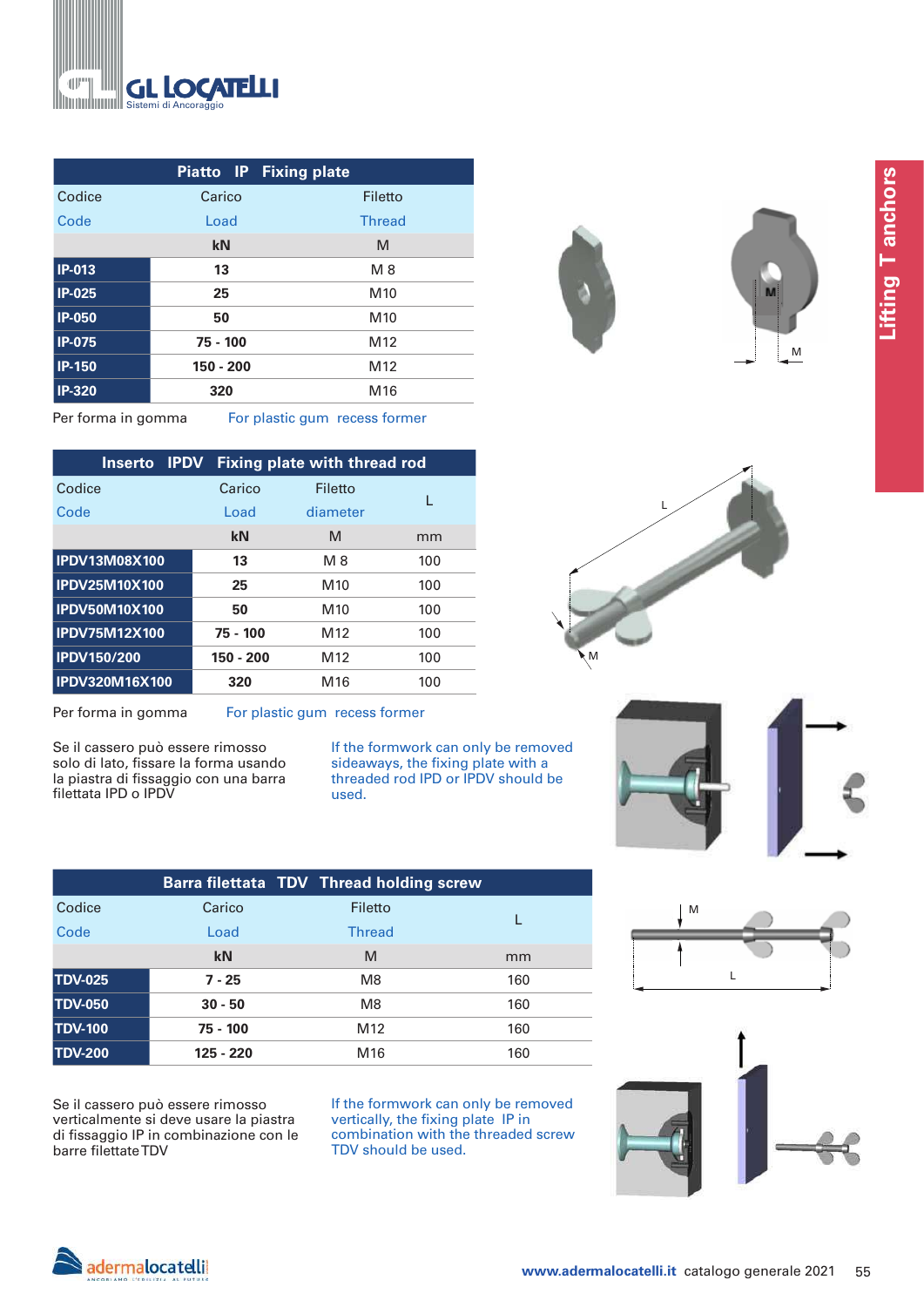## Piatto IP Fixing plate

| Codice / Code | Carico / Load | Filetto / Thread |
|---|---|---|
| | kN | M |
| IP-013 | 13 | M 8 |
| IP-025 | 25 | M10 |
| IP-050 | 50 | M10 |
| IP-075 | 75 - 100 | M12 |
| IP-150 | 150 - 200 | M12 |
| IP-320 | 320 | M16 |

Per forma in gomma — For plastic gum recess former

## Inserto IPDV Fixing plate with thread rod

| Codice / Code | Carico / Load | Filetto / diameter | L |
|---|---|---|---|
| | kN | M | mm |
| IPDV13M08X100 | 13 | M 8 | 100 |
| IPDV25M10X100 | 25 | M10 | 100 |
| IPDV50M10X100 | 50 | M10 | 100 |
| IPDV75M12X100 | 75 - 100 | M12 | 100 |
| IPDV150/200 | 150 - 200 | M12 | 100 |
| IPDV320M16X100 | 320 | M16 | 100 |

Per forma in gomma — For plastic gum recess former

Se il cassero può essere rimosso solo di lato, fissare la forma usando la piastra di fissaggio con una barra filettata IPD o IPDV

If the formwork can only be removed sideaways, the fixing plate with a threaded rod IPD or IPDV should be used.

## Barra filettata TDV Thread holding screw

| Codice / Code | Carico / Load | Filetto / Thread | L |
|---|---|---|---|
| | kN | M | mm |
| TDV-025 | 7 - 25 | M8 | 160 |
| TDV-050 | 30 - 50 | M8 | 160 |
| TDV-100 | 75 - 100 | M12 | 160 |
| TDV-200 | 125 - 220 | M16 | 160 |

Se il cassero può essere rimosso verticalmente si deve usare la piastra di fissaggio IP in combinazione con le barre filettate TDV

If the formwork can only be removed vertically, the fixing plate IP in combination with the threaded screw TDV should be used.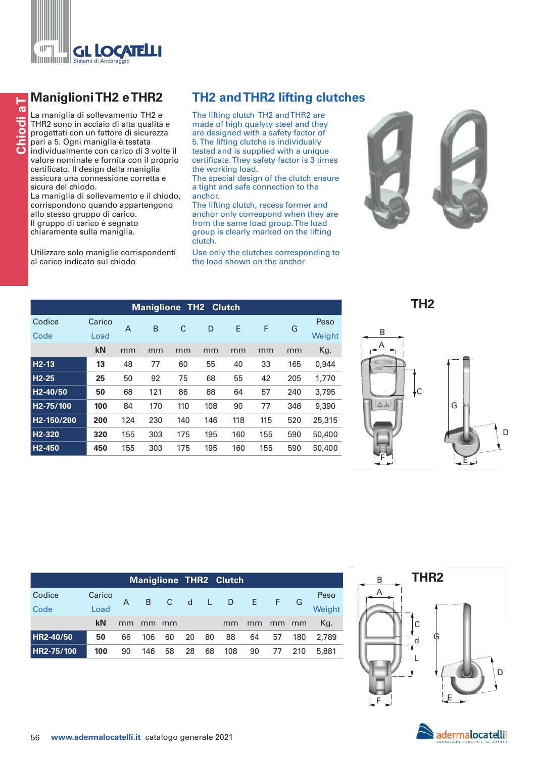# Maniglioni TH2 e THR2

La maniglia di sollevamento TH2 e THR2 sono in acciaio di alta qualità e progettati con un fattore di sicurezza pari a 5. Ogni maniglia è testata individualmente con carico di 3 volte il valore nominale e fornita con il proprio certificato. Il design della maniglia assicura una connessione corretta e sicura del chiodo.

La maniglia di sollevamento e il chiodo, corrispondono quando appartengono allo stesso gruppo di carico.

Il gruppo di carico è segnato chiaramente sulla maniglia.

Utilizzare solo maniglie corrispondenti al carico indicato sul chiodo

# TH2 and THR2 lifting clutches

The lifting clutch TH2 and THR2 are made of high qualyty steel and they are designed with a safety factor of 5. The lifting clutche is individually tested and is supplied with a unique certificate. They safety factor is 3 times the working load.

The special design of the clutch ensure a tight and safe connection to the anchor.

The lifting clutch, recess former and anchor only correspond when they are from the same load group. The load group is clearly marked on the lifting clutch.

Use only the clutches corresponding to the load shown on the anchor

## TH2

**Maniglione TH2 Clutch**

| Codice / Code | Carico / Load | A | B | C | D | E | F | G | Peso / Weight |
|---|---|---|---|---|---|---|---|---|---|
| | kN | mm | mm | mm | mm | mm | mm | mm | Kg. |
| H2-13 | 13 | 48 | 77 | 60 | 55 | 40 | 33 | 165 | 0,944 |
| H2-25 | 25 | 50 | 92 | 75 | 68 | 55 | 42 | 205 | 1,770 |
| H2-40/50 | 50 | 68 | 121 | 86 | 88 | 64 | 57 | 240 | 3,795 |
| H2-75/100 | 100 | 84 | 170 | 110 | 108 | 90 | 77 | 346 | 9,390 |
| H2-150/200 | 200 | 124 | 230 | 140 | 146 | 118 | 115 | 520 | 25,315 |
| H2-320 | 320 | 155 | 303 | 175 | 195 | 160 | 155 | 590 | 50,400 |
| H2-450 | 450 | 155 | 303 | 175 | 195 | 160 | 155 | 590 | 50,400 |

## THR2

**Maniglione THR2 Clutch**

| Codice / Code | Carico / Load | A | B | C | d | L | D | E | F | G | Peso / Weight |
|---|---|---|---|---|---|---|---|---|---|---|---|
| | kN | mm | mm | mm | | | mm | mm | mm | mm | Kg. |
| HR2-40/50 | 50 | 66 | 106 | 60 | 20 | 80 | 88 | 64 | 57 | 180 | 2,789 |
| HR2-75/100 | 100 | 90 | 146 | 58 | 28 | 68 | 108 | 90 | 77 | 210 | 5,881 |

www.adermalocatelli.it catalogo generale 2021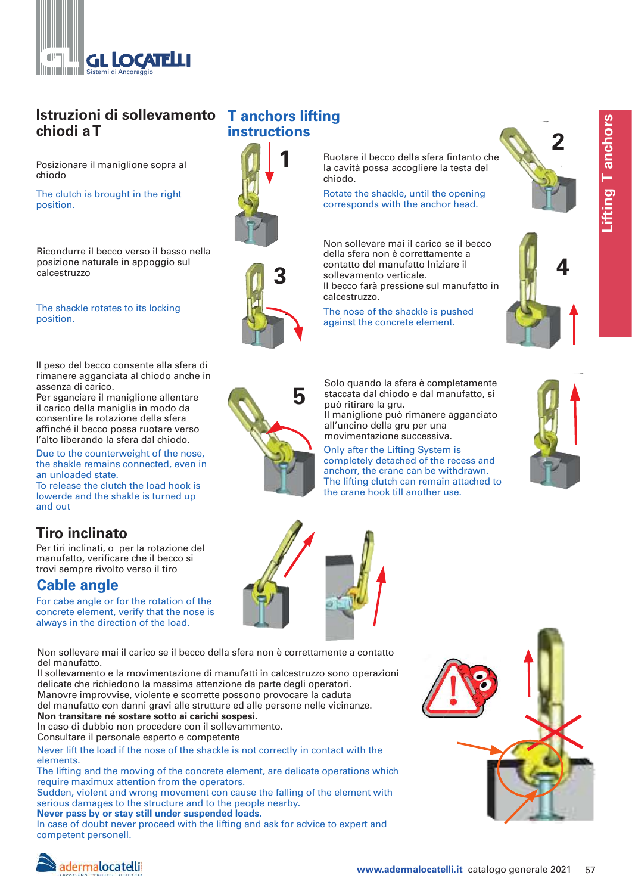## Istruzioni di sollevamento chiodi a T

## T anchors lifting instructions

1

Posizionare il maniglione sopra al chiodo

The clutch is brought in the right position.

2

Ruotare il becco della sfera fintanto che la cavità possa accogliere la testa del chiodo.

Rotate the shackle, until the opening corresponds with the anchor head.

3

Ricondurre il becco verso il basso nella posizione naturale in appoggio sul calcestruzzo

The shackle rotates to its locking position.

4

Non sollevare mai il carico se il becco della sfera non è correttamente a contatto del manufatto Iniziare il sollevamento verticale.
Il becco farà pressione sul manufatto in calcestruzzo.

The nose of the shackle is pushed against the concrete element.

5

Il peso del becco consente alla sfera di rimanere agganciata al chiodo anche in assenza di carico.
Per sganciare il maniglione allentare il carico della maniglia in modo da consentire la rotazione della sfera affinché il becco possa ruotare verso l'alto liberando la sfera dal chiodo.

Due to the counterweight of the nose, the shakle remains connected, even in an unloaded state.
To release the clutch the load hook is lowerde and the shakle is turned up and out

Solo quando la sfera è completamente staccata dal chiodo e dal manufatto, si può ritirare la gru.
Il maniglione può rimanere agganciato all'uncino della gru per una movimentazione successiva.

Only after the Lifting System is completely detached of the recess and anchorr, the crane can be withdrawn.
The lifting clutch can remain attached to the crane hook till another use.

## Tiro inclinato

Per tiri inclinati, o per la rotazione del manufatto, verificare che il becco si trovi sempre rivolto verso il tiro

## Cable angle

For cabe angle or for the rotation of the concrete element, verify that the nose is always in the direction of the load.

Non sollevare mai il carico se il becco della sfera non è correttamente a contatto del manufatto.
Il sollevamento e la movimentazione di manufatti in calcestruzzo sono operazioni delicate che richiedono la massima attenzione da parte degli operatori.
Manovre improvvise, violente e scorrette possono provocare la caduta del manufatto con danni gravi alle strutture ed alle persone nelle vicinanze.
**Non transitare né sostare sotto ai carichi sospesi.**
In caso di dubbio non procedere con il sollevammento.
Consultare il personale esperto e competente

Never lift the load if the nose of the shackle is not correctly in contact with the elements.
The lifting and the moving of the concrete element, are delicate operations which require maximux attention from the operators.
Sudden, violent and wrong movement con cause the falling of the element with serious damages to the structure and to the people nearby.
**Never pass by or stay still under suspended loads.**
In case of doubt never proceed with the lifting and ask for advice to expert and competent personell.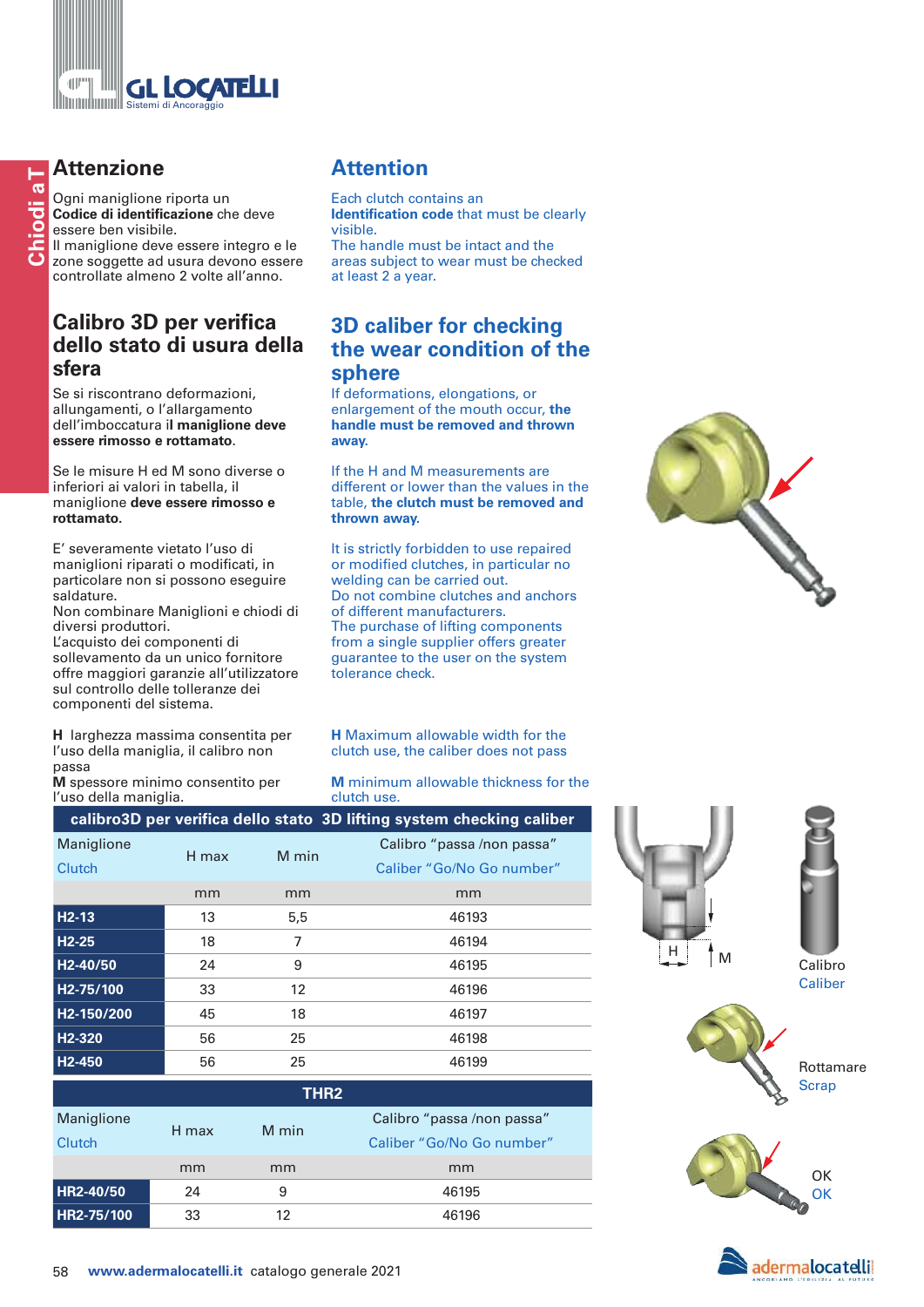## Attenzione

Ogni maniglione riporta un **Codice di identificazione** che deve essere ben visibile.
Il maniglione deve essere integro e le zone soggette ad usura devono essere controllate almeno 2 volte all'anno.

## Attention

Each clutch contains an **Identification code** that must be clearly visible.
The handle must be intact and the areas subject to wear must be checked at least 2 a year.

## Calibro 3D per verifica dello stato di usura della sfera

Se si riscontrano deformazioni, allungamenti, o l'allargamento dell'imboccatura il **maniglione deve essere rimosso e rottamato**.

Se le misure H ed M sono diverse o inferiori ai valori in tabella, il maniglione **deve essere rimosso e rottamato.**

E' severamente vietato l'uso di maniglioni riparati o modificati, in particolare non si possono eseguire saldature.
Non combinare Maniglioni e chiodi di diversi produttori.
L'acquisto dei componenti di sollevamento da un unico fornitore offre maggiori garanzie all'utilizzatore sul controllo delle tolleranze dei componenti del sistema.

**H** larghezza massima consentita per l'uso della maniglia, il calibro non passa
**M** spessore minimo consentito per l'uso della maniglia.

## 3D caliber for checking the wear condition of the sphere

If deformations, elongations, or enlargement of the mouth occur, **the handle must be removed and thrown away.**

If the H and M measurements are different or lower than the values in the table, **the clutch must be removed and thrown away.**

It is strictly forbidden to use repaired or modified clutches, in particular no welding can be carried out.
Do not combine clutches and anchors of different manufacturers.
The purchase of lifting components from a single supplier offers greater guarantee to the user on the system tolerance check.

**H** Maximum allowable width for the clutch use, the caliber does not pass

**M** minimum allowable thickness for the clutch use.

| calibro3D per verifica dello stato 3D lifting system checking caliber | | | |
|---|---|---|---|
| Maniglione / Clutch | H max | M min | Calibro "passa /non passa" / Caliber "Go/No Go number" |
| | mm | mm | mm |
| **H2-13** | 13 | 5,5 | 46193 |
| **H2-25** | 18 | 7 | 46194 |
| **H2-40/50** | 24 | 9 | 46195 |
| **H2-75/100** | 33 | 12 | 46196 |
| **H2-150/200** | 45 | 18 | 46197 |
| **H2-320** | 56 | 25 | 46198 |
| **H2-450** | 56 | 25 | 46199 |

| THR2 | | | |
|---|---|---|---|
| Maniglione / Clutch | H max | M min | Calibro "passa /non passa" / Caliber "Go/No Go number" |
| | mm | mm | mm |
| **HR2-40/50** | 24 | 9 | 46195 |
| **HR2-75/100** | 33 | 12 | 46196 |

H M

Calibro
Caliber

Rottamare
Scrap

OK
OK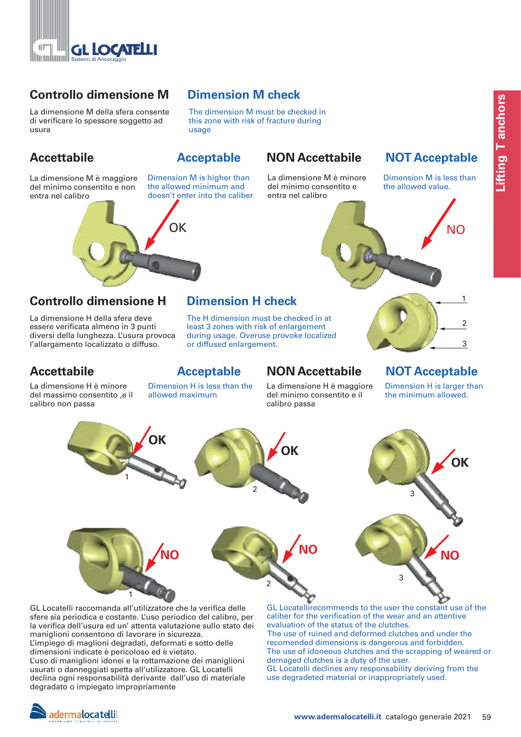## Controllo dimensione M

La dimensione M della sfera consente di verificare lo spessore soggetto ad usura

## Dimension M check

The dimension M must be checked in this zone with risk of fracture during usage

### Accettabile

La dimensione M è maggiore del minimo consentito e non entra nel calibro

### Acceptable

Dimension M is higher than the allowed minimum and doesn't enter into the caliber

OK

### NON Accettabile

La dimensione M è minore del minimo consentito e entra nel calibro

### NOT Acceptable

Dimension M is less than the allowed value.

NO

## Controllo dimensione H

La dimensione H della sfera deve essere verificata almeno in 3 punti diversi della lunghezza. L'usura provoca l'allargamento localizzato o diffuso.

## Dimension H check

The H dimension must be checked in at least 3 zones with risk of enlargement during usage. Overuse provoke localized or diffused enlargement.

1
2
3

### Accettabile

La dimensione H è minore del massimo consentito ,e il calibro non passa

### Acceptable

Dimension H is less than the allowed maximum

### NON Accettabile

La dimensione H è maggiore del minimo consentito e il calibro passa

### NOT Acceptable

Dimension H is larger than the minimum allowed.

OK 1
OK 2
OK 3

NO 1
NO 2
NO 3

GL Locatelli raccomanda all'utilizzatore che la verifica delle sfere sia periodica e costante. L'uso periodico del calibro, per la verifica dell'usura ed un' attenta valutazione sullo stato dei maniglioni consentono di lavorare in sicurezza.
L'impiego di maglioni degradati, deformati e sotto delle dimensioni indicate è pericoloso ed è vietato.
L'uso di maniglioni idonei e la rottamazione dei maniglioni usurati o danneggiati spetta all'utilizzatore. GL Locatelli declina ogni responsabilità derivante dall'uso di materiale degradato o impiegato impropriamente

GL Locatellirecommends to the user the constant use of the caliber for the verification of the wear and an attentive evaluation of the status of the clutches.
The use of ruined and deformed clutches and under the recomended dimensions is dangerous and forbidden.
The use of idoneous clutches and the scrapping of weared or demaged clutches is a duty of the user.
GL Locatelli declines any responsability deriving from the use degradeted material or inappropriately used.